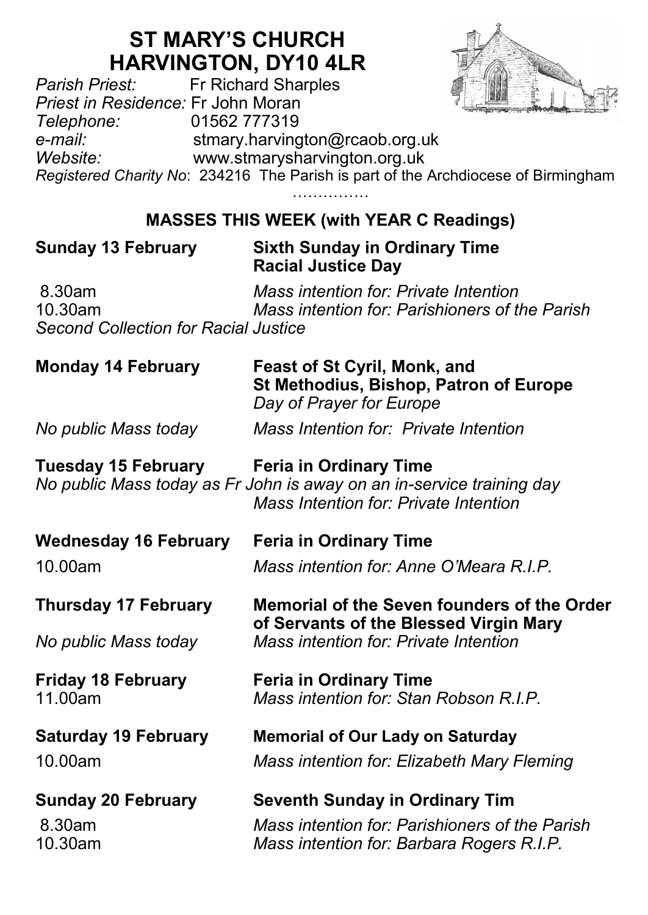# ST MARY'S CHURCH
# HARVINGTON, DY10 4LR

*Parish Priest:* Fr Richard Sharples
*Priest in Residence:* Fr John Moran
*Telephone:* 01562 777319
*e-mail:* stmary.harvington@rcaob.org.uk
*Website:* www.stmarysharvington.org.uk
*Registered Charity No*: 234216 The Parish is part of the Archdiocese of Birmingham

……………

## MASSES THIS WEEK (with YEAR C Readings)

**Sunday 13 February** — **Sixth Sunday in Ordinary Time**
**Racial Justice Day**

8.30am — *Mass intention for: Private Intention*
10.30am — *Mass intention for: Parishioners of the Parish*
*Second Collection for Racial Justice*

**Monday 14 February** — **Feast of St Cyril, Monk, and St Methodius, Bishop, Patron of Europe**
*Day of Prayer for Europe*

*No public Mass today* — *Mass Intention for: Private Intention*

**Tuesday 15 February** — **Feria in Ordinary Time**
*No public Mass today as Fr John is away on an in-service training day*
*Mass Intention for: Private Intention*

**Wednesday 16 February** — **Feria in Ordinary Time**
10.00am — *Mass intention for: Anne O'Meara R.I.P.*

**Thursday 17 February** — **Memorial of the Seven founders of the Order of Servants of the Blessed Virgin Mary**
*No public Mass today* — *Mass intention for: Private Intention*

**Friday 18 February** — **Feria in Ordinary Time**
11.00am — *Mass intention for: Stan Robson R.I.P.*

**Saturday 19 February** — **Memorial of Our Lady on Saturday**
10.00am — *Mass intention for: Elizabeth Mary Fleming*

**Sunday 20 February** — **Seventh Sunday in Ordinary Tim**
8.30am — *Mass intention for: Parishioners of the Parish*
10.30am — *Mass intention for: Barbara Rogers R.I.P.*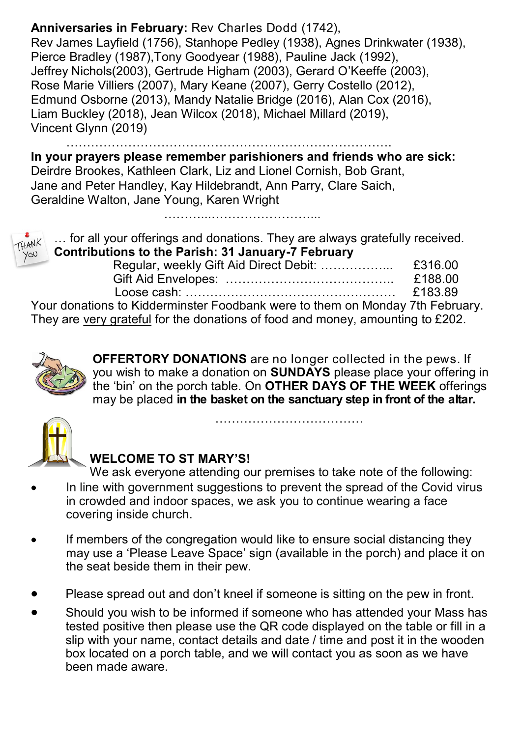**Anniversaries in February:** Rev Charles Dodd (1742), Rev James Layfield (1756), Stanhope Pedley (1938), Agnes Drinkwater (1938), Pierce Bradley (1987),Tony Goodyear (1988), Pauline Jack (1992), Jeffrey Nichols(2003), Gertrude Higham (2003), Gerard O'Keeffe (2003), Rose Marie Villiers (2007), Mary Keane (2007), Gerry Costello (2012), Edmund Osborne (2013), Mandy Natalie Bridge (2016), Alan Cox (2016), Liam Buckley (2018), Jean Wilcox (2018), Michael Millard (2019), Vincent Glynn (2019)

…………………………………………………………………….

**In your prayers please remember parishioners and friends who are sick:** Deirdre Brookes, Kathleen Clark, Liz and Lionel Cornish, Bob Grant, Jane and Peter Handley, Kay Hildebrandt, Ann Parry, Clare Saich, Geraldine Walton, Jane Young, Karen Wright

………...……………………...

THANK YOU … for all your offerings and donations. They are always gratefully received.

**Contributions to the Parish: 31 January-7 February**

| | |
|---|---|
| Regular, weekly Gift Aid Direct Debit: ……………... | £316.00 |
| Gift Aid Envelopes: ………………………………….. | £188.00 |
| Loose cash: …………………………………………… | £183.89 |

Your donations to Kidderminster Foodbank were to them on Monday 7th February. They are very grateful for the donations of food and money, amounting to £202.

**OFFERTORY DONATIONS** are no longer collected in the pews. If you wish to make a donation on **SUNDAYS** please place your offering in the 'bin' on the porch table. On **OTHER DAYS OF THE WEEK** offerings may be placed **in the basket on the sanctuary step in front of the altar.**

………………………………

## WELCOME TO ST MARY'S!

We ask everyone attending our premises to take note of the following:

- In line with government suggestions to prevent the spread of the Covid virus in crowded and indoor spaces, we ask you to continue wearing a face covering inside church.
- If members of the congregation would like to ensure social distancing they may use a 'Please Leave Space' sign (available in the porch) and place it on the seat beside them in their pew.
- Please spread out and don't kneel if someone is sitting on the pew in front.
- Should you wish to be informed if someone who has attended your Mass has tested positive then please use the QR code displayed on the table or fill in a slip with your name, contact details and date / time and post it in the wooden box located on a porch table, and we will contact you as soon as we have been made aware.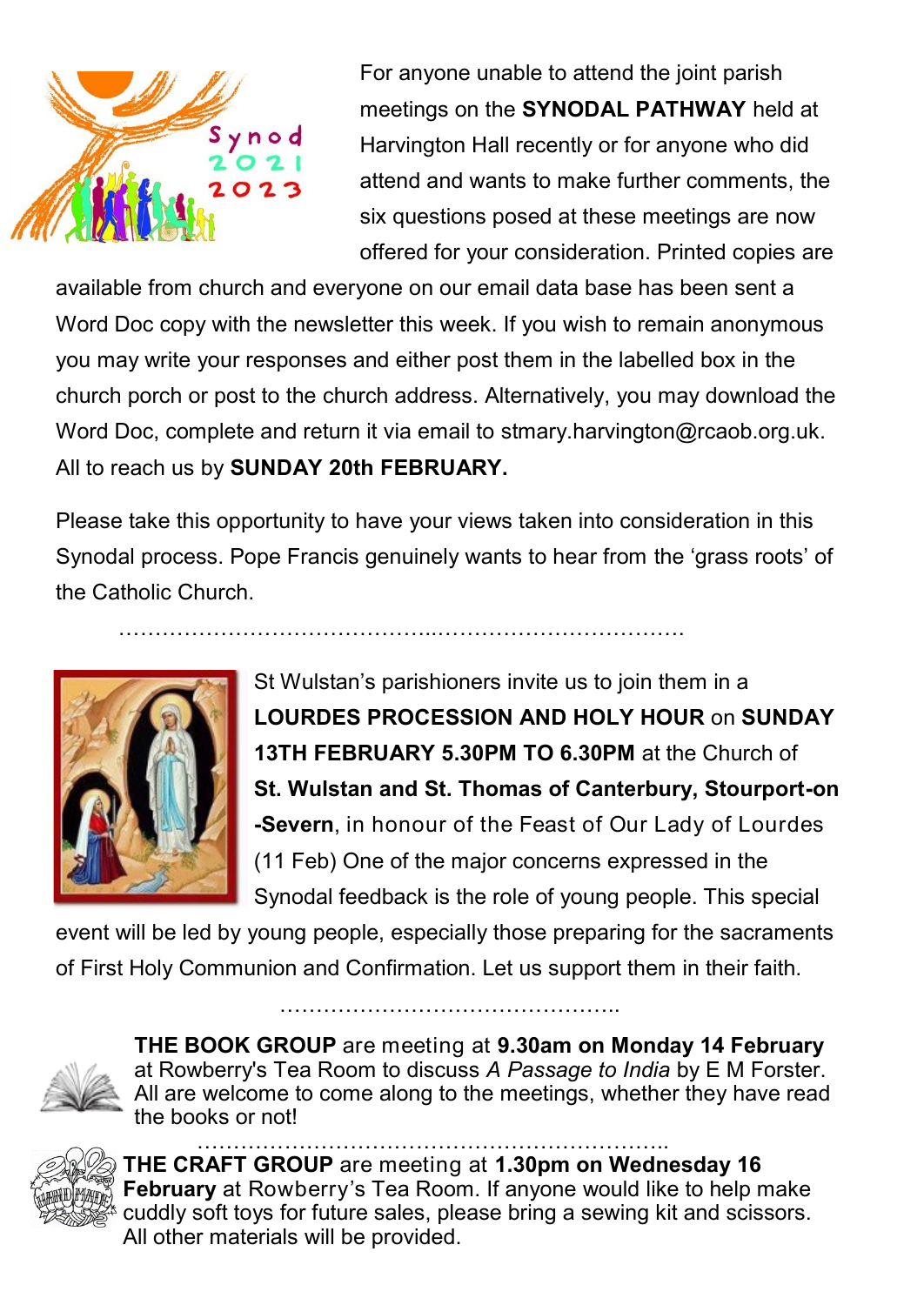For anyone unable to attend the joint parish meetings on the **SYNODAL PATHWAY** held at Harvington Hall recently or for anyone who did attend and wants to make further comments, the six questions posed at these meetings are now offered for your consideration. Printed copies are available from church and everyone on our email data base has been sent a Word Doc copy with the newsletter this week. If you wish to remain anonymous you may write your responses and either post them in the labelled box in the church porch or post to the church address. Alternatively, you may download the Word Doc, complete and return it via email to stmary.harvington@rcaob.org.uk. All to reach us by **SUNDAY 20th FEBRUARY.**

Please take this opportunity to have your views taken into consideration in this Synodal process. Pope Francis genuinely wants to hear from the 'grass roots' of the Catholic Church.

……………………………………..……………………………

St Wulstan's parishioners invite us to join them in a **LOURDES PROCESSION AND HOLY HOUR** on **SUNDAY 13TH FEBRUARY 5.30PM TO 6.30PM** at the Church of **St. Wulstan and St. Thomas of Canterbury, Stourport-on-Severn**, in honour of the Feast of Our Lady of Lourdes (11 Feb) One of the major concerns expressed in the Synodal feedback is the role of young people. This special event will be led by young people, especially those preparing for the sacraments of First Holy Communion and Confirmation. Let us support them in their faith.

………………………………………..

**THE BOOK GROUP** are meeting at **9.30am on Monday 14 February** at Rowberry's Tea Room to discuss *A Passage to India* by E M Forster. All are welcome to come along to the meetings, whether they have read the books or not!

……………………………………………………………

**THE CRAFT GROUP** are meeting at **1.30pm on Wednesday 16 February** at Rowberry's Tea Room. If anyone would like to help make cuddly soft toys for future sales, please bring a sewing kit and scissors. All other materials will be provided.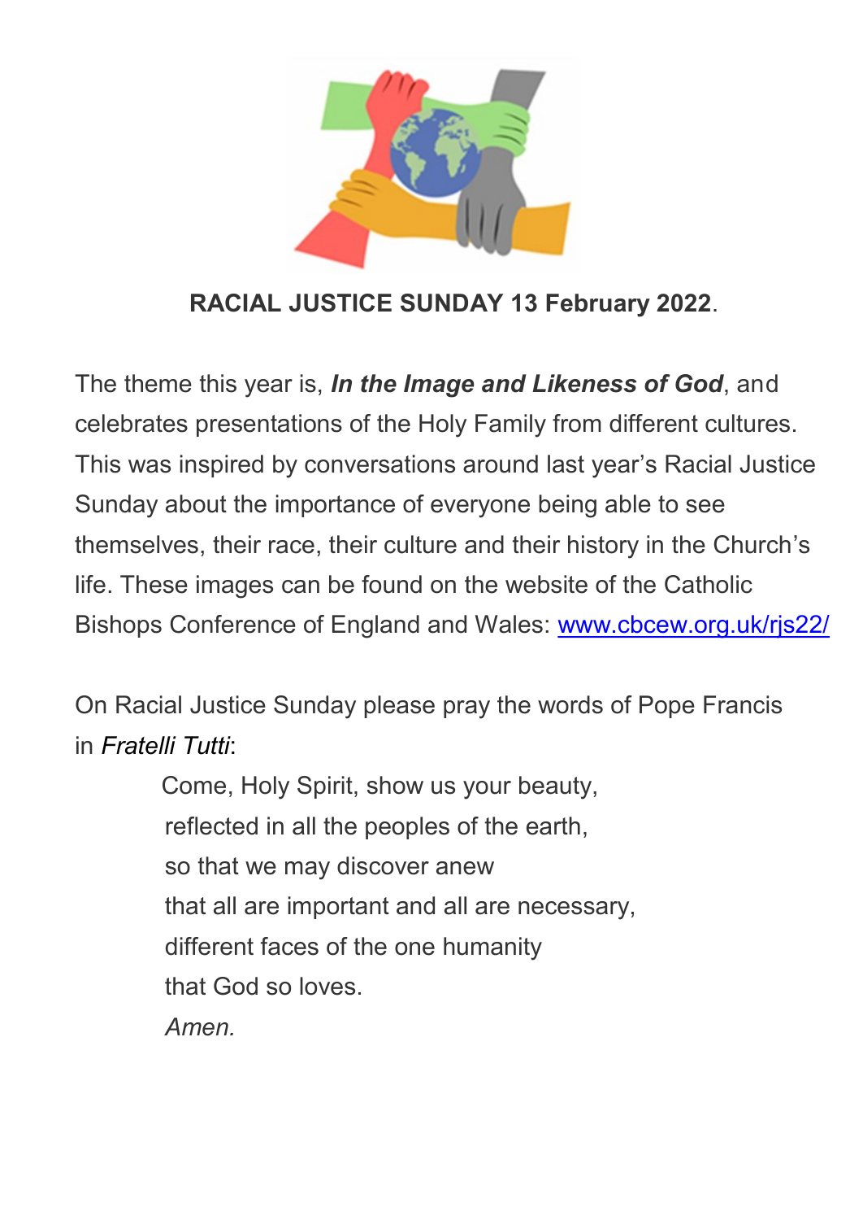**RACIAL JUSTICE SUNDAY 13 February 2022**.

The theme this year is, ***In the Image and Likeness of God***, and celebrates presentations of the Holy Family from different cultures. This was inspired by conversations around last year's Racial Justice Sunday about the importance of everyone being able to see themselves, their race, their culture and their history in the Church's life. These images can be found on the website of the Catholic Bishops Conference of England and Wales: [www.cbcew.org.uk/rjs22/](www.cbcew.org.uk/rjs22/)

On Racial Justice Sunday please pray the words of Pope Francis in *Fratelli Tutti*:

> Come, Holy Spirit, show us your beauty,
> reflected in all the peoples of the earth,
> so that we may discover anew
> that all are important and all are necessary,
> different faces of the one humanity
> that God so loves.
> *Amen.*